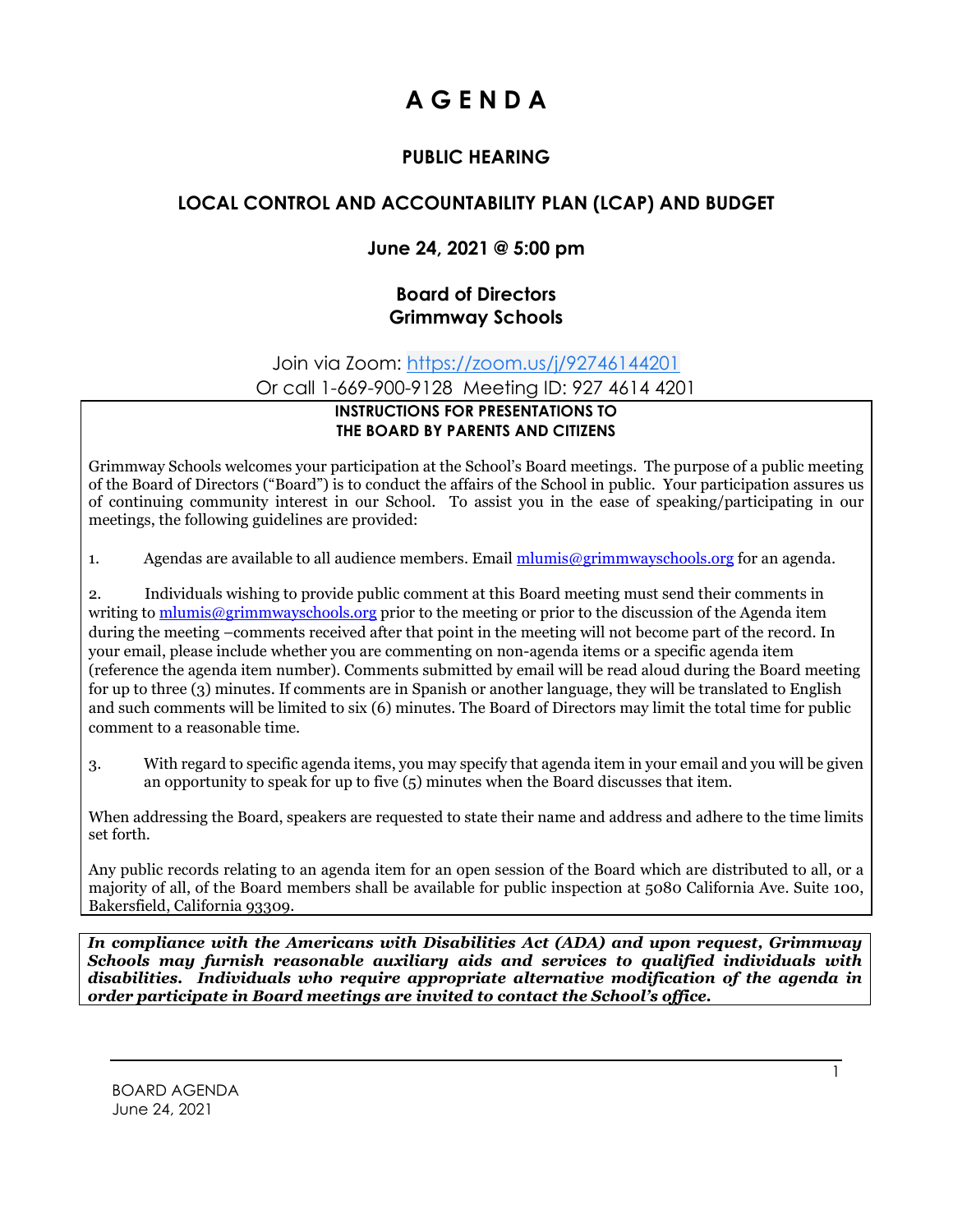# A G E N D A

## PUBLIC HEARING

## LOCAL CONTROL AND ACCOUNTABILITY PLAN (LCAP) AND BUDGET

### June 24, 2021 @ 5:00 pm

### Board of Directors
### Grimmway Schools

Join via Zoom: [https://zoom.us/j/92746144201](https://zoom.us/j/92746144201)
Or call 1-669-900-9128 Meeting ID: 927 4614 4201

**INSTRUCTIONS FOR PRESENTATIONS TO THE BOARD BY PARENTS AND CITIZENS**

Grimmway Schools welcomes your participation at the School's Board meetings. The purpose of a public meeting of the Board of Directors ("Board") is to conduct the affairs of the School in public. Your participation assures us of continuing community interest in our School. To assist you in the ease of speaking/participating in our meetings, the following guidelines are provided:

1. Agendas are available to all audience members. Email [mlumis@grimmwayschools.org](mailto:mlumis@grimmwayschools.org) for an agenda.

2. Individuals wishing to provide public comment at this Board meeting must send their comments in writing to [mlumis@grimmwayschools.org](mailto:mlumis@grimmwayschools.org) prior to the meeting or prior to the discussion of the Agenda item during the meeting –comments received after that point in the meeting will not become part of the record. In your email, please include whether you are commenting on non-agenda items or a specific agenda item (reference the agenda item number). Comments submitted by email will be read aloud during the Board meeting for up to three (3) minutes. If comments are in Spanish or another language, they will be translated to English and such comments will be limited to six (6) minutes. The Board of Directors may limit the total time for public comment to a reasonable time.

3. With regard to specific agenda items, you may specify that agenda item in your email and you will be given an opportunity to speak for up to five (5) minutes when the Board discusses that item.

When addressing the Board, speakers are requested to state their name and address and adhere to the time limits set forth.

Any public records relating to an agenda item for an open session of the Board which are distributed to all, or a majority of all, of the Board members shall be available for public inspection at 5080 California Ave. Suite 100, Bakersfield, California 93309.

***In compliance with the Americans with Disabilities Act (ADA) and upon request, Grimmway Schools may furnish reasonable auxiliary aids and services to qualified individuals with disabilities. Individuals who require appropriate alternative modification of the agenda in order participate in Board meetings are invited to contact the School's office.***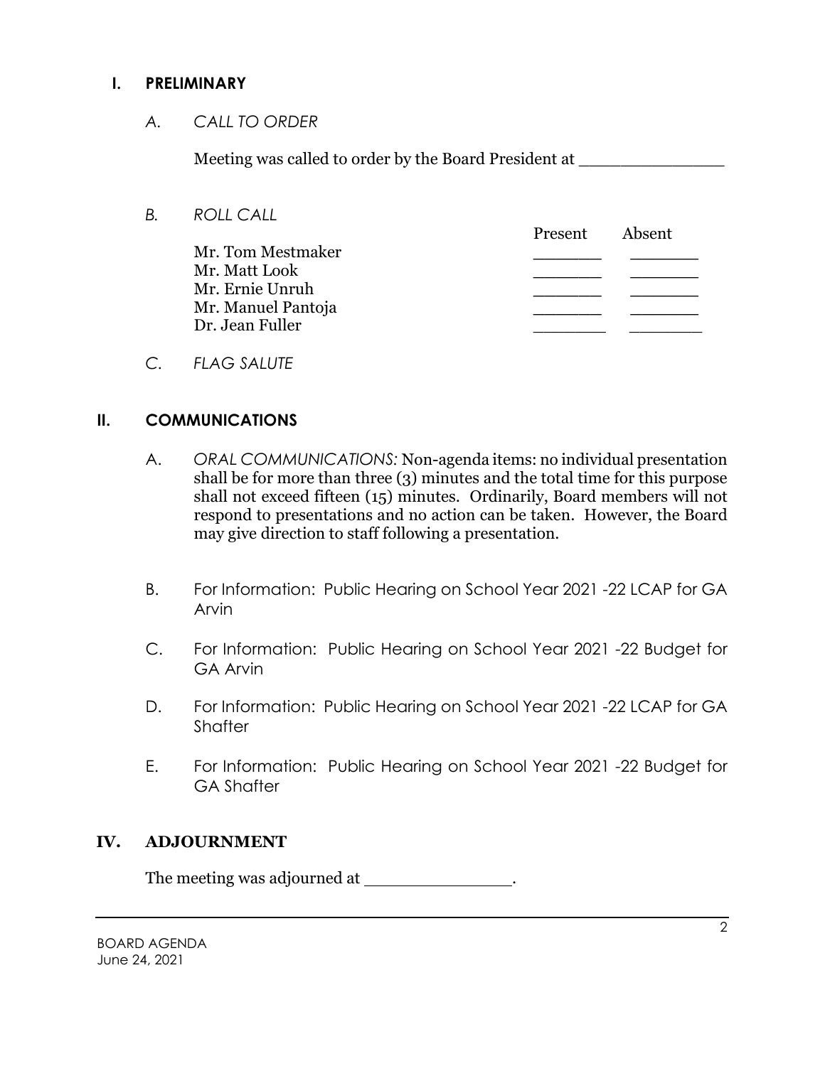## I. PRELIMINARY

*A. CALL TO ORDER*

Meeting was called to order by the Board President at _______________

*B. ROLL CALL*

| | Present | Absent |
|---|---|---|
| Mr. Tom Mestmaker | _______ | _______ |
| Mr. Matt Look | _______ | _______ |
| Mr. Ernie Unruh | _______ | _______ |
| Mr. Manuel Pantoja | _______ | _______ |
| Dr. Jean Fuller | _______ | _______ |

*C. FLAG SALUTE*

## II. COMMUNICATIONS

A. *ORAL COMMUNICATIONS:* Non-agenda items: no individual presentation shall be for more than three (3) minutes and the total time for this purpose shall not exceed fifteen (15) minutes. Ordinarily, Board members will not respond to presentations and no action can be taken. However, the Board may give direction to staff following a presentation.

B. For Information: Public Hearing on School Year 2021 -22 LCAP for GA Arvin

C. For Information: Public Hearing on School Year 2021 -22 Budget for GA Arvin

D. For Information: Public Hearing on School Year 2021 -22 LCAP for GA Shafter

E. For Information: Public Hearing on School Year 2021 -22 Budget for GA Shafter

## IV. ADJOURNMENT

The meeting was adjourned at _______________.

BOARD AGENDA
June 24, 2021